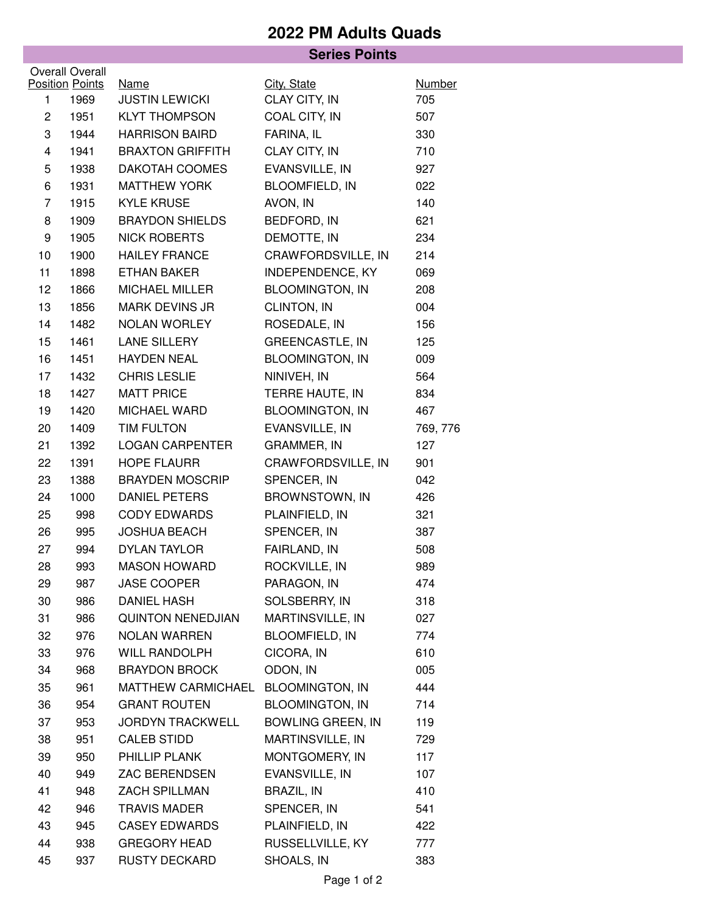# 2022 PM Adults Quads

## Series Points

| Overall Position | Overall Points | Name | City, State | Number |
|---|---|---|---|---|
| 1 | 1969 | JUSTIN LEWICKI | CLAY CITY, IN | 705 |
| 2 | 1951 | KLYT THOMPSON | COAL CITY, IN | 507 |
| 3 | 1944 | HARRISON BAIRD | FARINA, IL | 330 |
| 4 | 1941 | BRAXTON GRIFFITH | CLAY CITY, IN | 710 |
| 5 | 1938 | DAKOTAH COOMES | EVANSVILLE, IN | 927 |
| 6 | 1931 | MATTHEW YORK | BLOOMFIELD, IN | 022 |
| 7 | 1915 | KYLE KRUSE | AVON, IN | 140 |
| 8 | 1909 | BRAYDON SHIELDS | BEDFORD, IN | 621 |
| 9 | 1905 | NICK ROBERTS | DEMOTTE, IN | 234 |
| 10 | 1900 | HAILEY FRANCE | CRAWFORDSVILLE, IN | 214 |
| 11 | 1898 | ETHAN BAKER | INDEPENDENCE, KY | 069 |
| 12 | 1866 | MICHAEL MILLER | BLOOMINGTON, IN | 208 |
| 13 | 1856 | MARK DEVINS JR | CLINTON, IN | 004 |
| 14 | 1482 | NOLAN WORLEY | ROSEDALE, IN | 156 |
| 15 | 1461 | LANE SILLERY | GREENCASTLE, IN | 125 |
| 16 | 1451 | HAYDEN NEAL | BLOOMINGTON, IN | 009 |
| 17 | 1432 | CHRIS LESLIE | NINIVEH, IN | 564 |
| 18 | 1427 | MATT PRICE | TERRE HAUTE, IN | 834 |
| 19 | 1420 | MICHAEL WARD | BLOOMINGTON, IN | 467 |
| 20 | 1409 | TIM FULTON | EVANSVILLE, IN | 769, 776 |
| 21 | 1392 | LOGAN CARPENTER | GRAMMER, IN | 127 |
| 22 | 1391 | HOPE FLAURR | CRAWFORDSVILLE, IN | 901 |
| 23 | 1388 | BRAYDEN MOSCRIP | SPENCER, IN | 042 |
| 24 | 1000 | DANIEL PETERS | BROWNSTOWN, IN | 426 |
| 25 | 998 | CODY EDWARDS | PLAINFIELD, IN | 321 |
| 26 | 995 | JOSHUA BEACH | SPENCER, IN | 387 |
| 27 | 994 | DYLAN TAYLOR | FAIRLAND, IN | 508 |
| 28 | 993 | MASON HOWARD | ROCKVILLE, IN | 989 |
| 29 | 987 | JASE COOPER | PARAGON, IN | 474 |
| 30 | 986 | DANIEL HASH | SOLSBERRY, IN | 318 |
| 31 | 986 | QUINTON NENEDJIAN | MARTINSVILLE, IN | 027 |
| 32 | 976 | NOLAN WARREN | BLOOMFIELD, IN | 774 |
| 33 | 976 | WILL RANDOLPH | CICORA, IN | 610 |
| 34 | 968 | BRAYDON BROCK | ODON, IN | 005 |
| 35 | 961 | MATTHEW CARMICHAEL | BLOOMINGTON, IN | 444 |
| 36 | 954 | GRANT ROUTEN | BLOOMINGTON, IN | 714 |
| 37 | 953 | JORDYN TRACKWELL | BOWLING GREEN, IN | 119 |
| 38 | 951 | CALEB STIDD | MARTINSVILLE, IN | 729 |
| 39 | 950 | PHILLIP PLANK | MONTGOMERY, IN | 117 |
| 40 | 949 | ZAC BERENDSEN | EVANSVILLE, IN | 107 |
| 41 | 948 | ZACH SPILLMAN | BRAZIL, IN | 410 |
| 42 | 946 | TRAVIS MADER | SPENCER, IN | 541 |
| 43 | 945 | CASEY EDWARDS | PLAINFIELD, IN | 422 |
| 44 | 938 | GREGORY HEAD | RUSSELLVILLE, KY | 777 |
| 45 | 937 | RUSTY DECKARD | SHOALS, IN | 383 |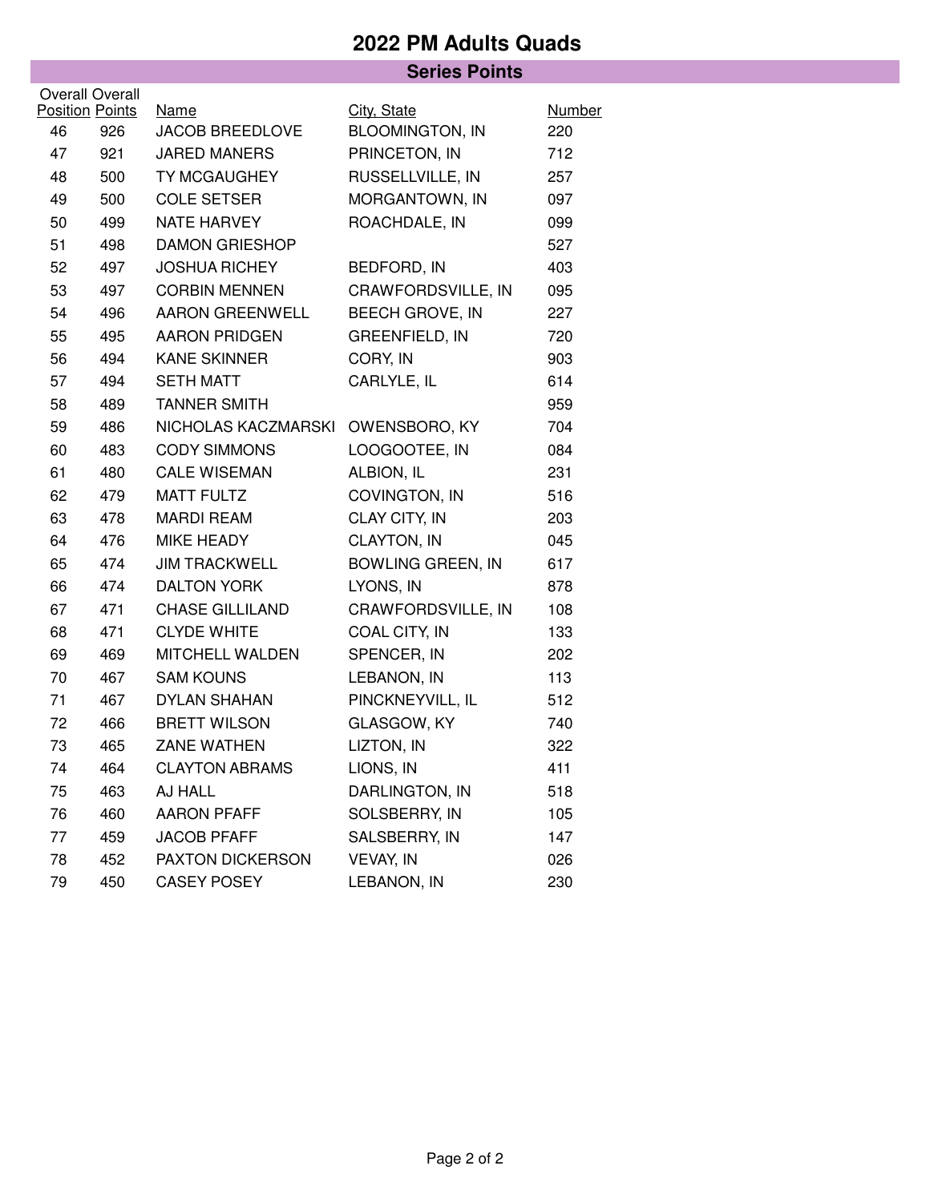# 2022 PM Adults Quads

## Series Points

| Overall Position | Overall Points | Name | City, State | Number |
|---|---|---|---|---|
| 46 | 926 | JACOB BREEDLOVE | BLOOMINGTON, IN | 220 |
| 47 | 921 | JARED MANERS | PRINCETON, IN | 712 |
| 48 | 500 | TY MCGAUGHEY | RUSSELLVILLE, IN | 257 |
| 49 | 500 | COLE SETSER | MORGANTOWN, IN | 097 |
| 50 | 499 | NATE HARVEY | ROACHDALE, IN | 099 |
| 51 | 498 | DAMON GRIESHOP | | 527 |
| 52 | 497 | JOSHUA RICHEY | BEDFORD, IN | 403 |
| 53 | 497 | CORBIN MENNEN | CRAWFORDSVILLE, IN | 095 |
| 54 | 496 | AARON GREENWELL | BEECH GROVE, IN | 227 |
| 55 | 495 | AARON PRIDGEN | GREENFIELD, IN | 720 |
| 56 | 494 | KANE SKINNER | CORY, IN | 903 |
| 57 | 494 | SETH MATT | CARLYLE, IL | 614 |
| 58 | 489 | TANNER SMITH | | 959 |
| 59 | 486 | NICHOLAS KACZMARSKI | OWENSBORO, KY | 704 |
| 60 | 483 | CODY SIMMONS | LOOGOOTEE, IN | 084 |
| 61 | 480 | CALE WISEMAN | ALBION, IL | 231 |
| 62 | 479 | MATT FULTZ | COVINGTON, IN | 516 |
| 63 | 478 | MARDI REAM | CLAY CITY, IN | 203 |
| 64 | 476 | MIKE HEADY | CLAYTON, IN | 045 |
| 65 | 474 | JIM TRACKWELL | BOWLING GREEN, IN | 617 |
| 66 | 474 | DALTON YORK | LYONS, IN | 878 |
| 67 | 471 | CHASE GILLILAND | CRAWFORDSVILLE, IN | 108 |
| 68 | 471 | CLYDE WHITE | COAL CITY, IN | 133 |
| 69 | 469 | MITCHELL WALDEN | SPENCER, IN | 202 |
| 70 | 467 | SAM KOUNS | LEBANON, IN | 113 |
| 71 | 467 | DYLAN SHAHAN | PINCKNEYVILL, IL | 512 |
| 72 | 466 | BRETT WILSON | GLASGOW, KY | 740 |
| 73 | 465 | ZANE WATHEN | LIZTON, IN | 322 |
| 74 | 464 | CLAYTON ABRAMS | LIONS, IN | 411 |
| 75 | 463 | AJ HALL | DARLINGTON, IN | 518 |
| 76 | 460 | AARON PFAFF | SOLSBERRY, IN | 105 |
| 77 | 459 | JACOB PFAFF | SALSBERRY, IN | 147 |
| 78 | 452 | PAXTON DICKERSON | VEVAY, IN | 026 |
| 79 | 450 | CASEY POSEY | LEBANON, IN | 230 |